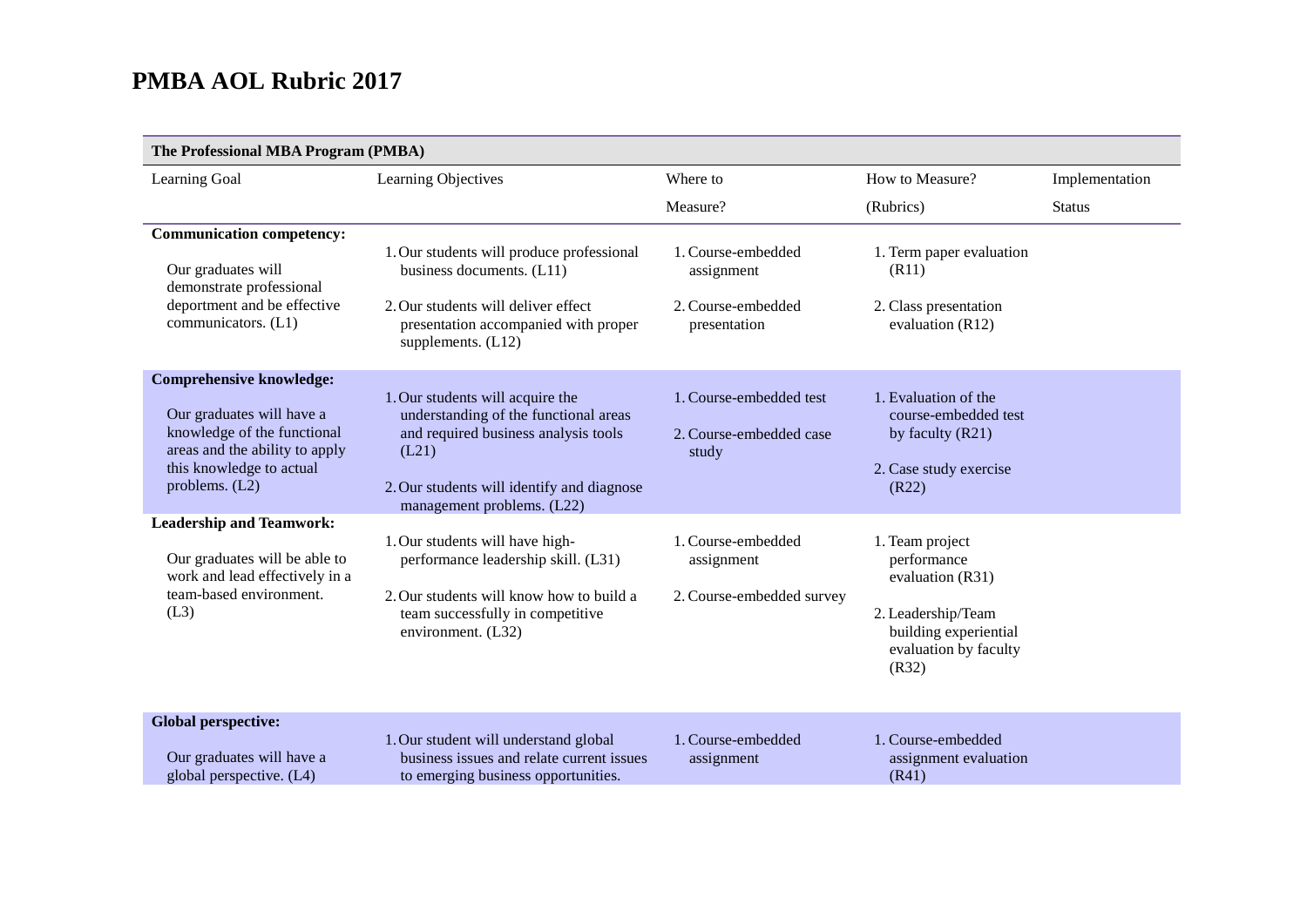# PMBA AOL Rubric 2017

| The Professional MBA Program (PMBA) | | | | |
|---|---|---|---|---|
| Learning Goal | Learning Objectives | Where to Measure? | How to Measure? (Rubrics) | Implementation Status |
| **Communication competency:** Our graduates will demonstrate professional deportment and be effective communicators. (L1) | 1. Our students will produce professional business documents. (L11)<br>2. Our students will deliver effect presentation accompanied with proper supplements. (L12) | 1. Course-embedded assignment<br>2. Course-embedded presentation | 1. Term paper evaluation (R11)<br>2. Class presentation evaluation (R12) | |
| **Comprehensive knowledge:** Our graduates will have a knowledge of the functional areas and the ability to apply this knowledge to actual problems. (L2) | 1. Our students will acquire the understanding of the functional areas and required business analysis tools (L21)<br>2. Our students will identify and diagnose management problems. (L22) | 1. Course-embedded test<br>2. Course-embedded case study | 1. Evaluation of the course-embedded test by faculty (R21)<br>2. Case study exercise (R22) | |
| **Leadership and Teamwork:** Our graduates will be able to work and lead effectively in a team-based environment. (L3) | 1. Our students will have high-performance leadership skill. (L31)<br>2. Our students will know how to build a team successfully in competitive environment. (L32) | 1. Course-embedded assignment<br>2. Course-embedded survey | 1. Team project performance evaluation (R31)<br>2. Leadership/Team building experiential evaluation by faculty (R32) | |
| **Global perspective:** Our graduates will have a global perspective. (L4) | 1. Our student will understand global business issues and relate current issues to emerging business opportunities. | 1. Course-embedded assignment | 1. Course-embedded assignment evaluation (R41) | |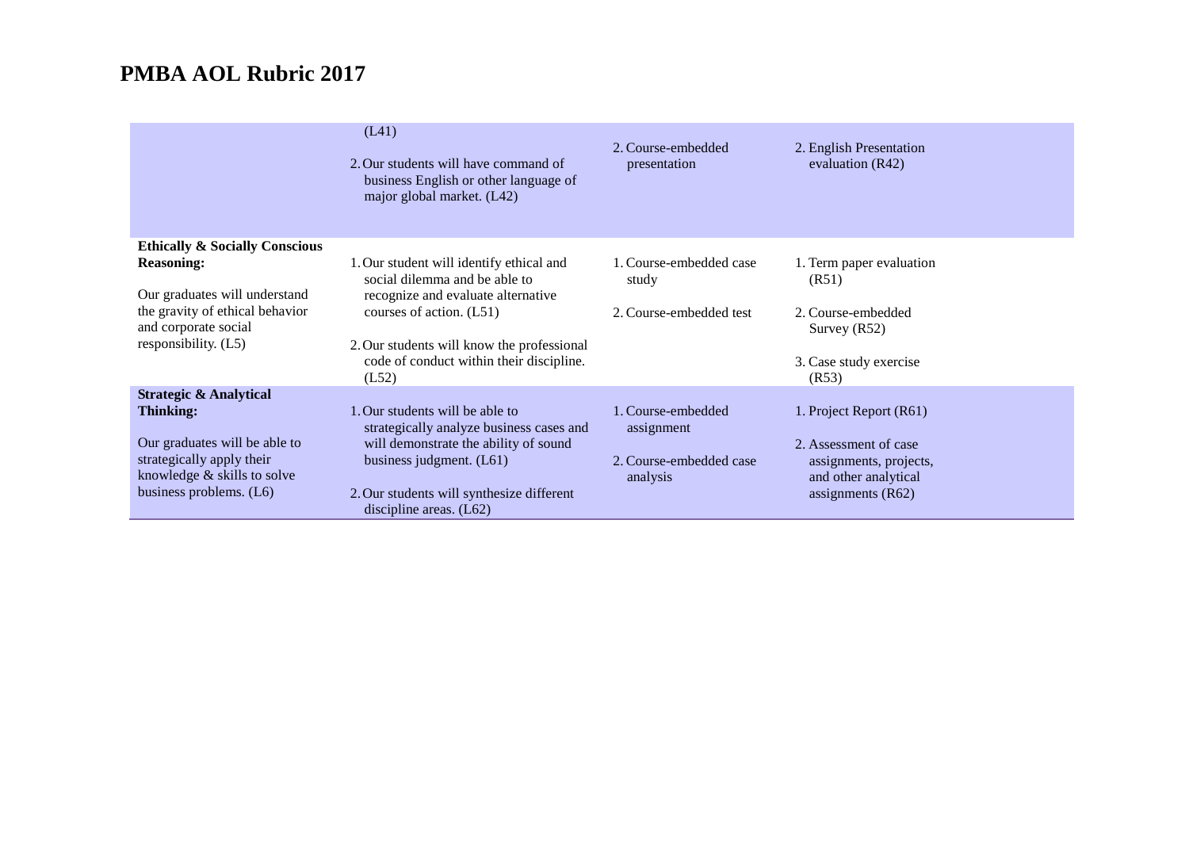# PMBA AOL Rubric 2017

| | | | |
|---|---|---|---|
| | (L41)<br>2. Our students will have command of business English or other language of major global market. (L42) | 2. Course-embedded presentation | 2. English Presentation evaluation (R42) |
| **Ethically & Socially Conscious Reasoning:**<br>Our graduates will understand the gravity of ethical behavior and corporate social responsibility. (L5) | 1. Our student will identify ethical and social dilemma and be able to recognize and evaluate alternative courses of action. (L51)<br>2. Our students will know the professional code of conduct within their discipline. (L52) | 1. Course-embedded case study<br>2. Course-embedded test | 1. Term paper evaluation (R51)<br>2. Course-embedded Survey (R52)<br>3. Case study exercise (R53) |
| **Strategic & Analytical Thinking:**<br>Our graduates will be able to strategically apply their knowledge & skills to solve business problems. (L6) | 1. Our students will be able to strategically analyze business cases and will demonstrate the ability of sound business judgment. (L61)<br>2. Our students will synthesize different discipline areas. (L62) | 1. Course-embedded assignment<br>2. Course-embedded case analysis | 1. Project Report (R61)<br>2. Assessment of case assignments, projects, and other analytical assignments (R62) |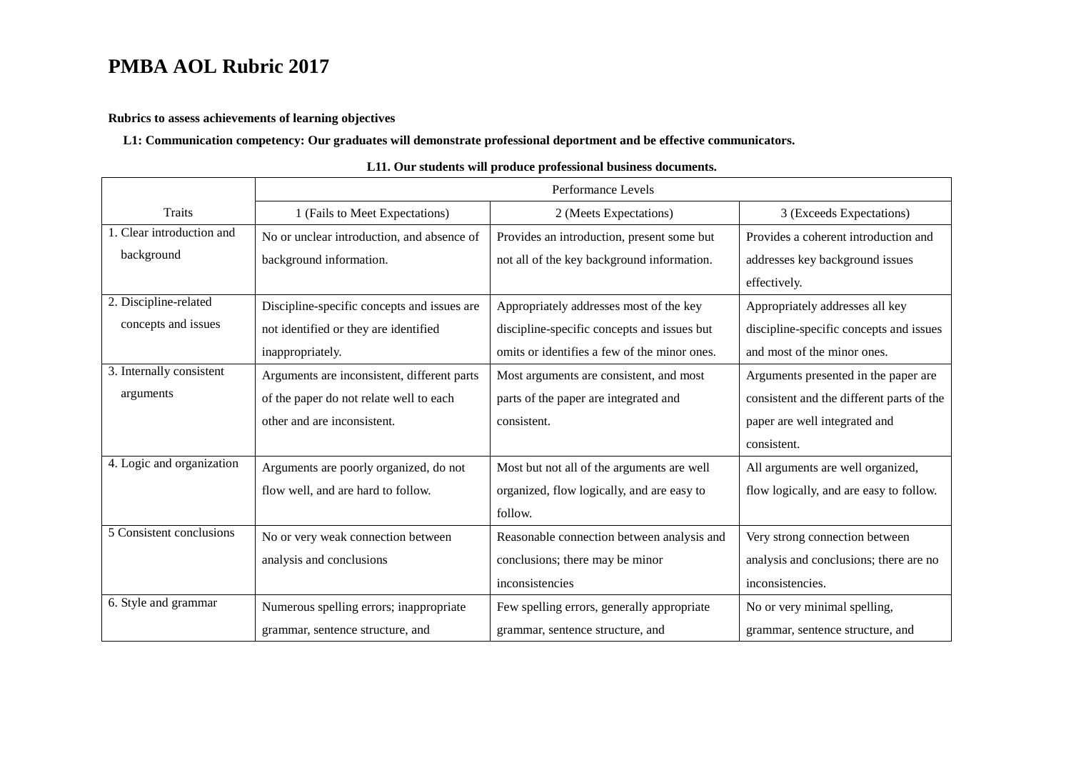# PMBA AOL Rubric 2017

**Rubrics to assess achievements of learning objectives**

**L1: Communication competency: Our graduates will demonstrate professional deportment and be effective communicators.**

**L11. Our students will produce professional business documents.**

| Traits | Performance Levels | | |
|---|---|---|---|
| | 1 (Fails to Meet Expectations) | 2 (Meets Expectations) | 3 (Exceeds Expectations) |
| 1. Clear introduction and background | No or unclear introduction, and absence of background information. | Provides an introduction, present some but not all of the key background information. | Provides a coherent introduction and addresses key background issues effectively. |
| 2. Discipline-related concepts and issues | Discipline-specific concepts and issues are not identified or they are identified inappropriately. | Appropriately addresses most of the key discipline-specific concepts and issues but omits or identifies a few of the minor ones. | Appropriately addresses all key discipline-specific concepts and issues and most of the minor ones. |
| 3. Internally consistent arguments | Arguments are inconsistent, different parts of the paper do not relate well to each other and are inconsistent. | Most arguments are consistent, and most parts of the paper are integrated and consistent. | Arguments presented in the paper are consistent and the different parts of the paper are well integrated and consistent. |
| 4. Logic and organization | Arguments are poorly organized, do not flow well, and are hard to follow. | Most but not all of the arguments are well organized, flow logically, and are easy to follow. | All arguments are well organized, flow logically, and are easy to follow. |
| 5 Consistent conclusions | No or very weak connection between analysis and conclusions | Reasonable connection between analysis and conclusions; there may be minor inconsistencies | Very strong connection between analysis and conclusions; there are no inconsistencies. |
| 6. Style and grammar | Numerous spelling errors; inappropriate grammar, sentence structure, and | Few spelling errors, generally appropriate grammar, sentence structure, and | No or very minimal spelling, grammar, sentence structure, and |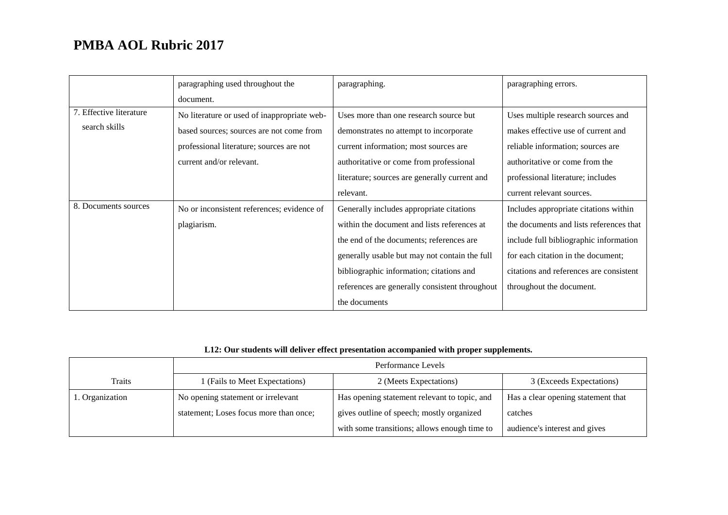# PMBA AOL Rubric 2017

| | | | |
|---|---|---|---|
| | paragraphing used throughout the document. | paragraphing. | paragraphing errors. |
| 7. Effective literature search skills | No literature or used of inappropriate web-based sources; sources are not come from professional literature; sources are not current and/or relevant. | Uses more than one research source but demonstrates no attempt to incorporate current information; most sources are authoritative or come from professional literature; sources are generally current and relevant. | Uses multiple research sources and makes effective use of current and reliable information; sources are authoritative or come from the professional literature; includes current relevant sources. |
| 8. Documents sources | No or inconsistent references; evidence of plagiarism. | Generally includes appropriate citations within the document and lists references at the end of the documents; references are generally usable but may not contain the full bibliographic information; citations and references are generally consistent throughout the documents | Includes appropriate citations within the documents and lists references that include full bibliographic information for each citation in the document; citations and references are consistent throughout the document. |

**L12: Our students will deliver effect presentation accompanied with proper supplements.**

| | Performance Levels | | |
|---|---|---|---|
| Traits | 1 (Fails to Meet Expectations) | 2 (Meets Expectations) | 3 (Exceeds Expectations) |
| 1. Organization | No opening statement or irrelevant statement; Loses focus more than once; | Has opening statement relevant to topic, and gives outline of speech; mostly organized with some transitions; allows enough time to | Has a clear opening statement that catches audience's interest and gives |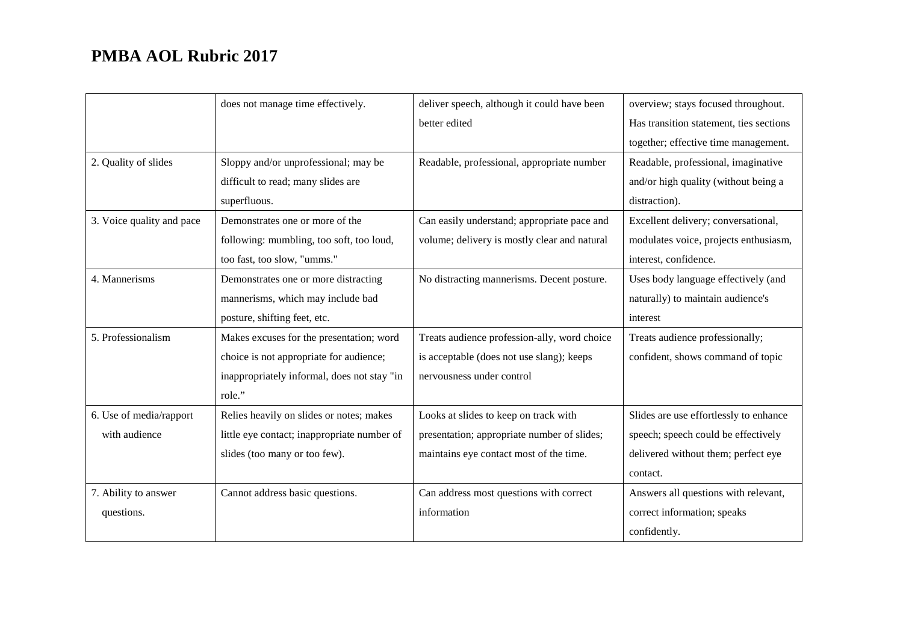| | does not manage time effectively. | deliver speech, although it could have been better edited | overview; stays focused throughout. Has transition statement, ties sections together; effective time management. |
|---|---|---|---|
| 2. Quality of slides | Sloppy and/or unprofessional; may be difficult to read; many slides are superfluous. | Readable, professional, appropriate number | Readable, professional, imaginative and/or high quality (without being a distraction). |
| 3. Voice quality and pace | Demonstrates one or more of the following: mumbling, too soft, too loud, too fast, too slow, "umms." | Can easily understand; appropriate pace and volume; delivery is mostly clear and natural | Excellent delivery; conversational, modulates voice, projects enthusiasm, interest, confidence. |
| 4. Mannerisms | Demonstrates one or more distracting mannerisms, which may include bad posture, shifting feet, etc. | No distracting mannerisms. Decent posture. | Uses body language effectively (and naturally) to maintain audience's interest |
| 5. Professionalism | Makes excuses for the presentation; word choice is not appropriate for audience; inappropriately informal, does not stay "in role." | Treats audience profession-ally, word choice is acceptable (does not use slang); keeps nervousness under control | Treats audience professionally; confident, shows command of topic |
| 6. Use of media/rapport with audience | Relies heavily on slides or notes; makes little eye contact; inappropriate number of slides (too many or too few). | Looks at slides to keep on track with presentation; appropriate number of slides; maintains eye contact most of the time. | Slides are use effortlessly to enhance speech; speech could be effectively delivered without them; perfect eye contact. |
| 7. Ability to answer questions. | Cannot address basic questions. | Can address most questions with correct information | Answers all questions with relevant, correct information; speaks confidently. |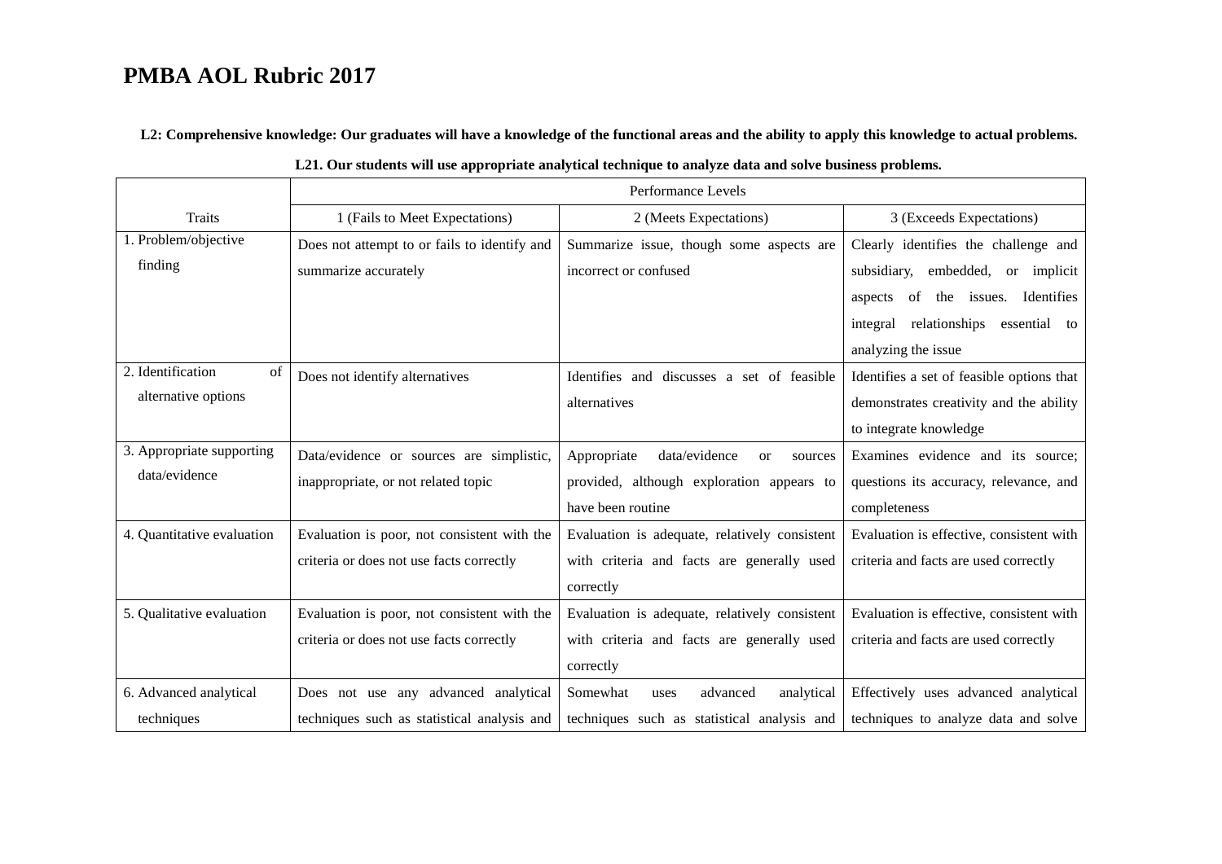# PMBA AOL Rubric 2017

**L2: Comprehensive knowledge: Our graduates will have a knowledge of the functional areas and the ability to apply this knowledge to actual problems.**

**L21. Our students will use appropriate analytical technique to analyze data and solve business problems.**

| Traits | Performance Levels | | |
|---|---|---|---|
| | 1 (Fails to Meet Expectations) | 2 (Meets Expectations) | 3 (Exceeds Expectations) |
| 1. Problem/objective finding | Does not attempt to or fails to identify and summarize accurately | Summarize issue, though some aspects are incorrect or confused | Clearly identifies the challenge and subsidiary, embedded, or implicit aspects of the issues. Identifies integral relationships essential to analyzing the issue |
| 2. Identification of alternative options | Does not identify alternatives | Identifies and discusses a set of feasible alternatives | Identifies a set of feasible options that demonstrates creativity and the ability to integrate knowledge |
| 3. Appropriate supporting data/evidence | Data/evidence or sources are simplistic, inappropriate, or not related topic | Appropriate data/evidence or sources provided, although exploration appears to have been routine | Examines evidence and its source; questions its accuracy, relevance, and completeness |
| 4. Quantitative evaluation | Evaluation is poor, not consistent with the criteria or does not use facts correctly | Evaluation is adequate, relatively consistent with criteria and facts are generally used correctly | Evaluation is effective, consistent with criteria and facts are used correctly |
| 5. Qualitative evaluation | Evaluation is poor, not consistent with the criteria or does not use facts correctly | Evaluation is adequate, relatively consistent with criteria and facts are generally used correctly | Evaluation is effective, consistent with criteria and facts are used correctly |
| 6. Advanced analytical techniques | Does not use any advanced analytical techniques such as statistical analysis and | Somewhat uses advanced analytical techniques such as statistical analysis and | Effectively uses advanced analytical techniques to analyze data and solve |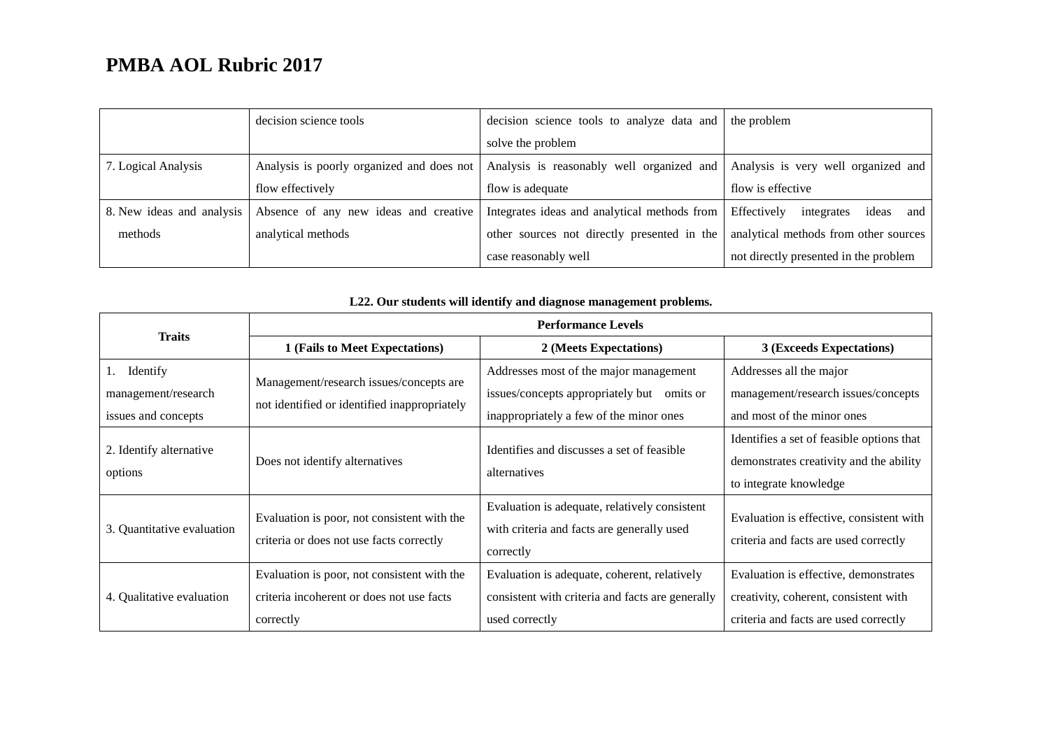# PMBA AOL Rubric 2017

| | | | |
|---|---|---|---|
| | decision science tools | decision science tools to analyze data and solve the problem | the problem |
| 7. Logical Analysis | Analysis is poorly organized and does not flow effectively | Analysis is reasonably well organized and flow is adequate | Analysis is very well organized and flow is effective |
| 8. New ideas and analysis methods | Absence of any new ideas and creative analytical methods | Integrates ideas and analytical methods from other sources not directly presented in the case reasonably well | Effectively integrates ideas and analytical methods from other sources not directly presented in the problem |

**L22. Our students will identify and diagnose management problems.**

| Traits | Performance Levels | | |
|---|---|---|---|
| | **1 (Fails to Meet Expectations)** | **2 (Meets Expectations)** | **3 (Exceeds Expectations)** |
| 1. Identify management/research issues and concepts | Management/research issues/concepts are not identified or identified inappropriately | Addresses most of the major management issues/concepts appropriately but omits or inappropriately a few of the minor ones | Addresses all the major management/research issues/concepts and most of the minor ones |
| 2. Identify alternative options | Does not identify alternatives | Identifies and discusses a set of feasible alternatives | Identifies a set of feasible options that demonstrates creativity and the ability to integrate knowledge |
| 3. Quantitative evaluation | Evaluation is poor, not consistent with the criteria or does not use facts correctly | Evaluation is adequate, relatively consistent with criteria and facts are generally used correctly | Evaluation is effective, consistent with criteria and facts are used correctly |
| 4. Qualitative evaluation | Evaluation is poor, not consistent with the criteria incoherent or does not use facts correctly | Evaluation is adequate, coherent, relatively consistent with criteria and facts are generally used correctly | Evaluation is effective, demonstrates creativity, coherent, consistent with criteria and facts are used correctly |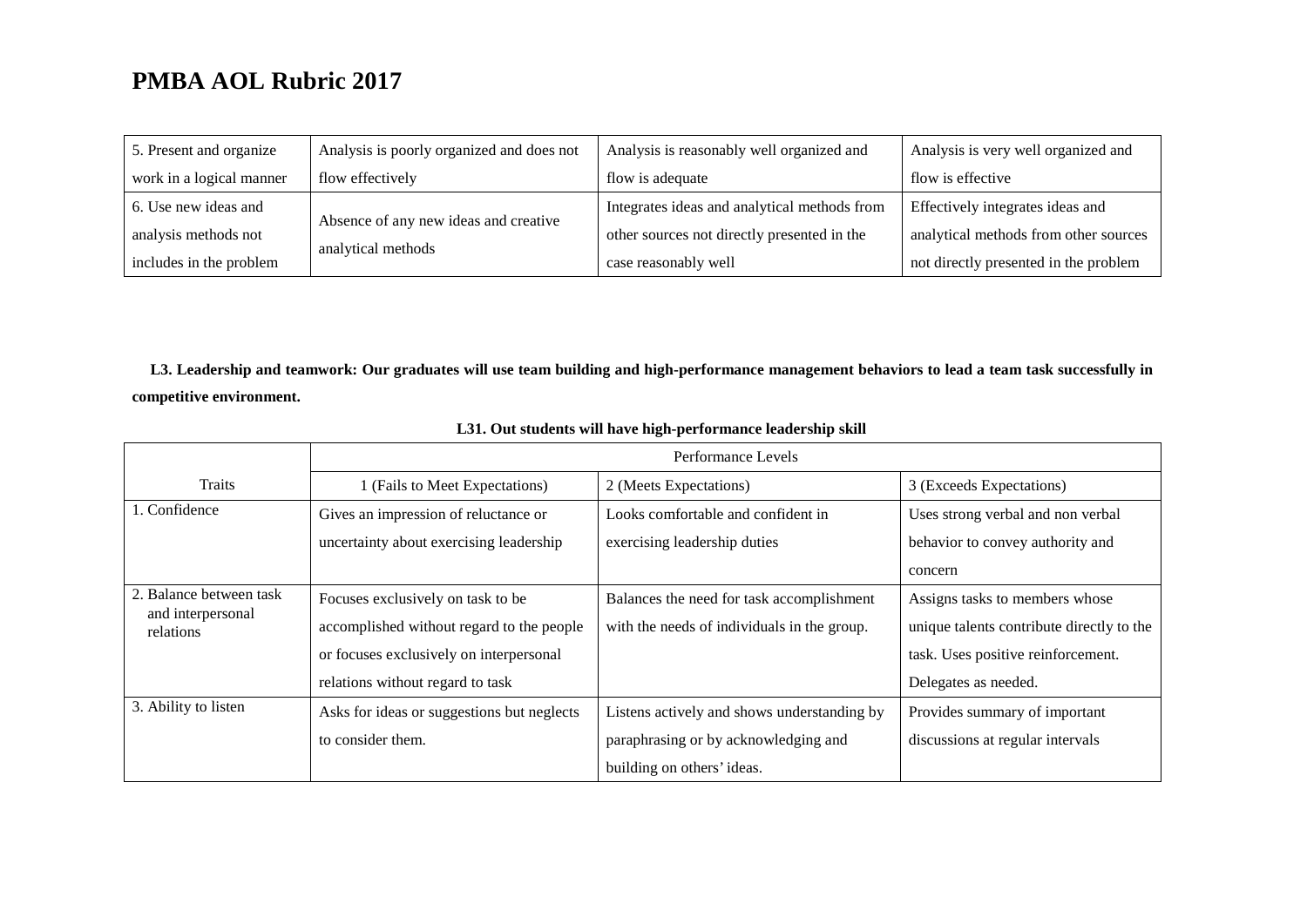# PMBA AOL Rubric 2017

| | | | |
|---|---|---|---|
| 5. Present and organize work in a logical manner | Analysis is poorly organized and does not flow effectively | Analysis is reasonably well organized and flow is adequate | Analysis is very well organized and flow is effective |
| 6. Use new ideas and analysis methods not includes in the problem | Absence of any new ideas and creative analytical methods | Integrates ideas and analytical methods from other sources not directly presented in the case reasonably well | Effectively integrates ideas and analytical methods from other sources not directly presented in the problem |

**L3. Leadership and teamwork: Our graduates will use team building and high-performance management behaviors to lead a team task successfully in competitive environment.**

**L31. Out students will have high-performance leadership skill**

| Traits | Performance Levels | | |
|---|---|---|---|
| | 1 (Fails to Meet Expectations) | 2 (Meets Expectations) | 3 (Exceeds Expectations) |
| 1. Confidence | Gives an impression of reluctance or uncertainty about exercising leadership | Looks comfortable and confident in exercising leadership duties | Uses strong verbal and non verbal behavior to convey authority and concern |
| 2. Balance between task and interpersonal relations | Focuses exclusively on task to be accomplished without regard to the people or focuses exclusively on interpersonal relations without regard to task | Balances the need for task accomplishment with the needs of individuals in the group. | Assigns tasks to members whose unique talents contribute directly to the task. Uses positive reinforcement. Delegates as needed. |
| 3. Ability to listen | Asks for ideas or suggestions but neglects to consider them. | Listens actively and shows understanding by paraphrasing or by acknowledging and building on others' ideas. | Provides summary of important discussions at regular intervals |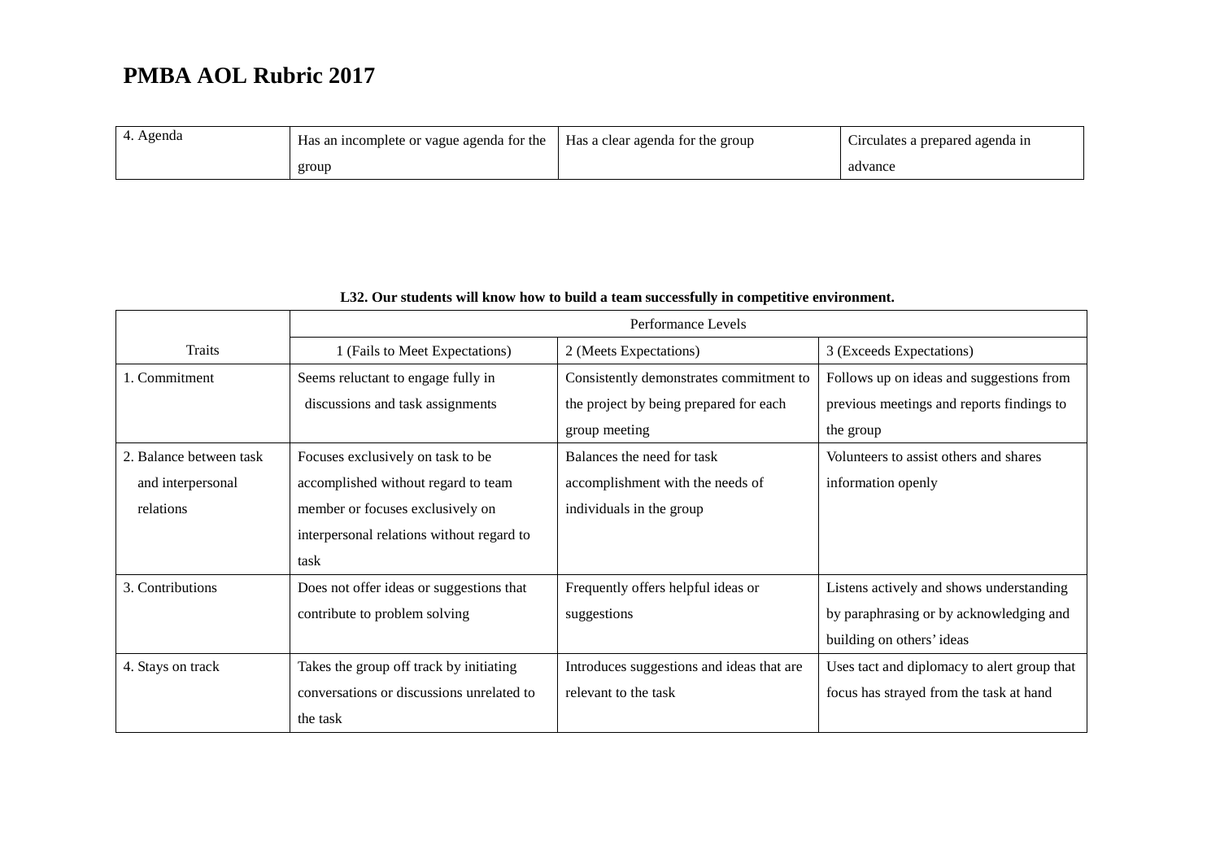# PMBA AOL Rubric 2017

| | | | |
|---|---|---|---|
| 4. Agenda | Has an incomplete or vague agenda for the group | Has a clear agenda for the group | Circulates a prepared agenda in advance |

**L32. Our students will know how to build a team successfully in competitive environment.**

| Traits | Performance Levels | | |
|---|---|---|---|
| | 1 (Fails to Meet Expectations) | 2 (Meets Expectations) | 3 (Exceeds Expectations) |
| 1. Commitment | Seems reluctant to engage fully in discussions and task assignments | Consistently demonstrates commitment to the project by being prepared for each group meeting | Follows up on ideas and suggestions from previous meetings and reports findings to the group |
| 2. Balance between task and interpersonal relations | Focuses exclusively on task to be accomplished without regard to team member or focuses exclusively on interpersonal relations without regard to task | Balances the need for task accomplishment with the needs of individuals in the group | Volunteers to assist others and shares information openly |
| 3. Contributions | Does not offer ideas or suggestions that contribute to problem solving | Frequently offers helpful ideas or suggestions | Listens actively and shows understanding by paraphrasing or by acknowledging and building on others' ideas |
| 4. Stays on track | Takes the group off track by initiating conversations or discussions unrelated to the task | Introduces suggestions and ideas that are relevant to the task | Uses tact and diplomacy to alert group that focus has strayed from the task at hand |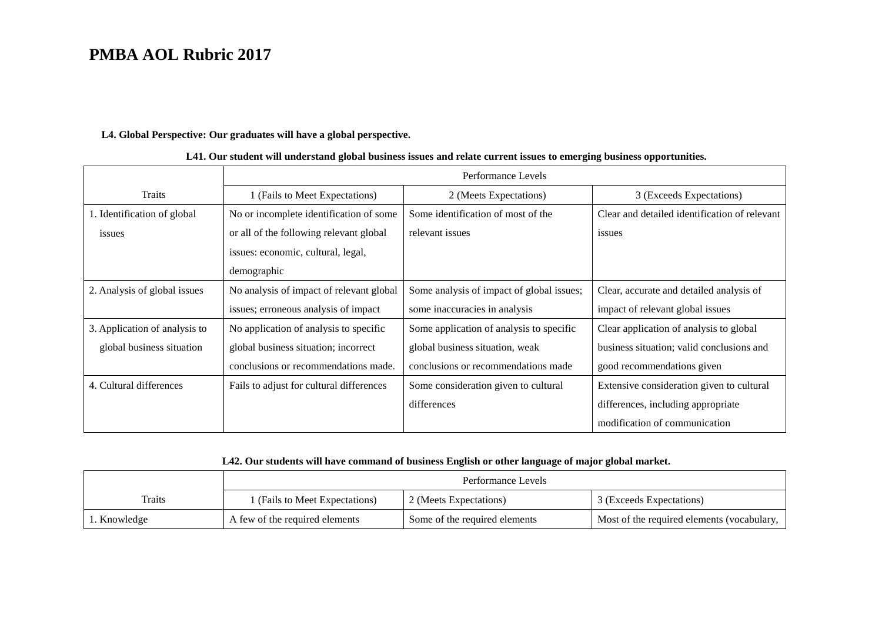# PMBA AOL Rubric 2017

**L4. Global Perspective: Our graduates will have a global perspective.**

**L41. Our student will understand global business issues and relate current issues to emerging business opportunities.**

| Traits | Performance Levels | | |
|---|---|---|---|
| | 1 (Fails to Meet Expectations) | 2 (Meets Expectations) | 3 (Exceeds Expectations) |
| 1. Identification of global issues | No or incomplete identification of some or all of the following relevant global issues: economic, cultural, legal, demographic | Some identification of most of the relevant issues | Clear and detailed identification of relevant issues |
| 2. Analysis of global issues | No analysis of impact of relevant global issues; erroneous analysis of impact | Some analysis of impact of global issues; some inaccuracies in analysis | Clear, accurate and detailed analysis of impact of relevant global issues |
| 3. Application of analysis to global business situation | No application of analysis to specific global business situation; incorrect conclusions or recommendations made. | Some application of analysis to specific global business situation, weak conclusions or recommendations made | Clear application of analysis to global business situation; valid conclusions and good recommendations given |
| 4. Cultural differences | Fails to adjust for cultural differences | Some consideration given to cultural differences | Extensive consideration given to cultural differences, including appropriate modification of communication |

**L42. Our students will have command of business English or other language of major global market.**

| Traits | Performance Levels | | |
|---|---|---|---|
| | 1 (Fails to Meet Expectations) | 2 (Meets Expectations) | 3 (Exceeds Expectations) |
| 1. Knowledge | A few of the required elements | Some of the required elements | Most of the required elements (vocabulary, |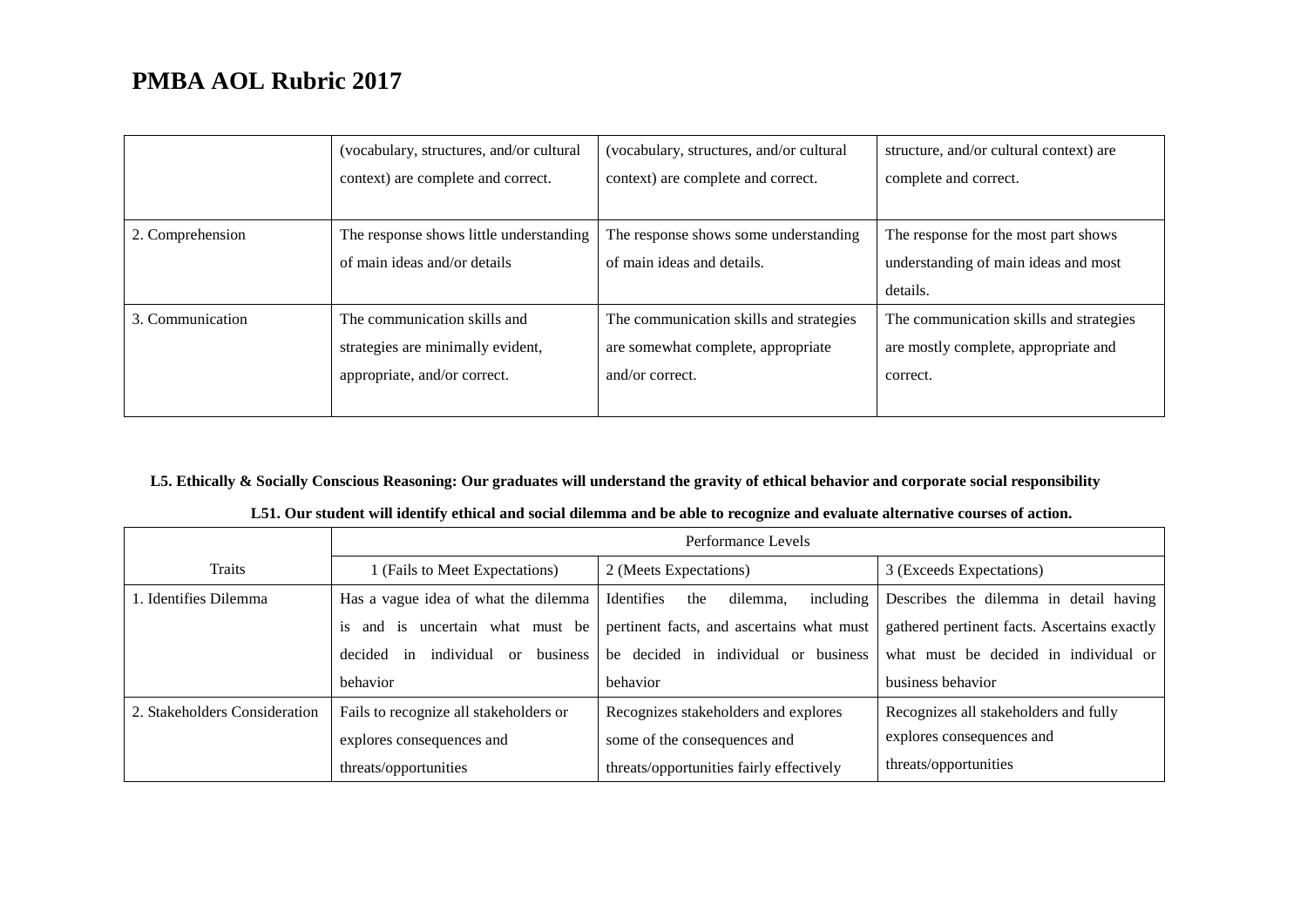# PMBA AOL Rubric 2017

| | | | |
|---|---|---|---|
| | (vocabulary, structures, and/or cultural context) are complete and correct. | (vocabulary, structures, and/or cultural context) are complete and correct. | structure, and/or cultural context) are complete and correct. |
| 2. Comprehension | The response shows little understanding of main ideas and/or details | The response shows some understanding of main ideas and details. | The response for the most part shows understanding of main ideas and most details. |
| 3. Communication | The communication skills and strategies are minimally evident, appropriate, and/or correct. | The communication skills and strategies are somewhat complete, appropriate and/or correct. | The communication skills and strategies are mostly complete, appropriate and correct. |

**L5. Ethically & Socially Conscious Reasoning: Our graduates will understand the gravity of ethical behavior and corporate social responsibility**

**L51. Our student will identify ethical and social dilemma and be able to recognize and evaluate alternative courses of action.**

| Traits | Performance Levels | | |
|---|---|---|---|
| | 1 (Fails to Meet Expectations) | 2 (Meets Expectations) | 3 (Exceeds Expectations) |
| 1. Identifies Dilemma | Has a vague idea of what the dilemma is and is uncertain what must be decided in individual or business behavior | Identifies the dilemma, including pertinent facts, and ascertains what must be decided in individual or business behavior | Describes the dilemma in detail having gathered pertinent facts. Ascertains exactly what must be decided in individual or business behavior |
| 2. Stakeholders Consideration | Fails to recognize all stakeholders or explores consequences and threats/opportunities | Recognizes stakeholders and explores some of the consequences and threats/opportunities fairly effectively | Recognizes all stakeholders and fully explores consequences and threats/opportunities |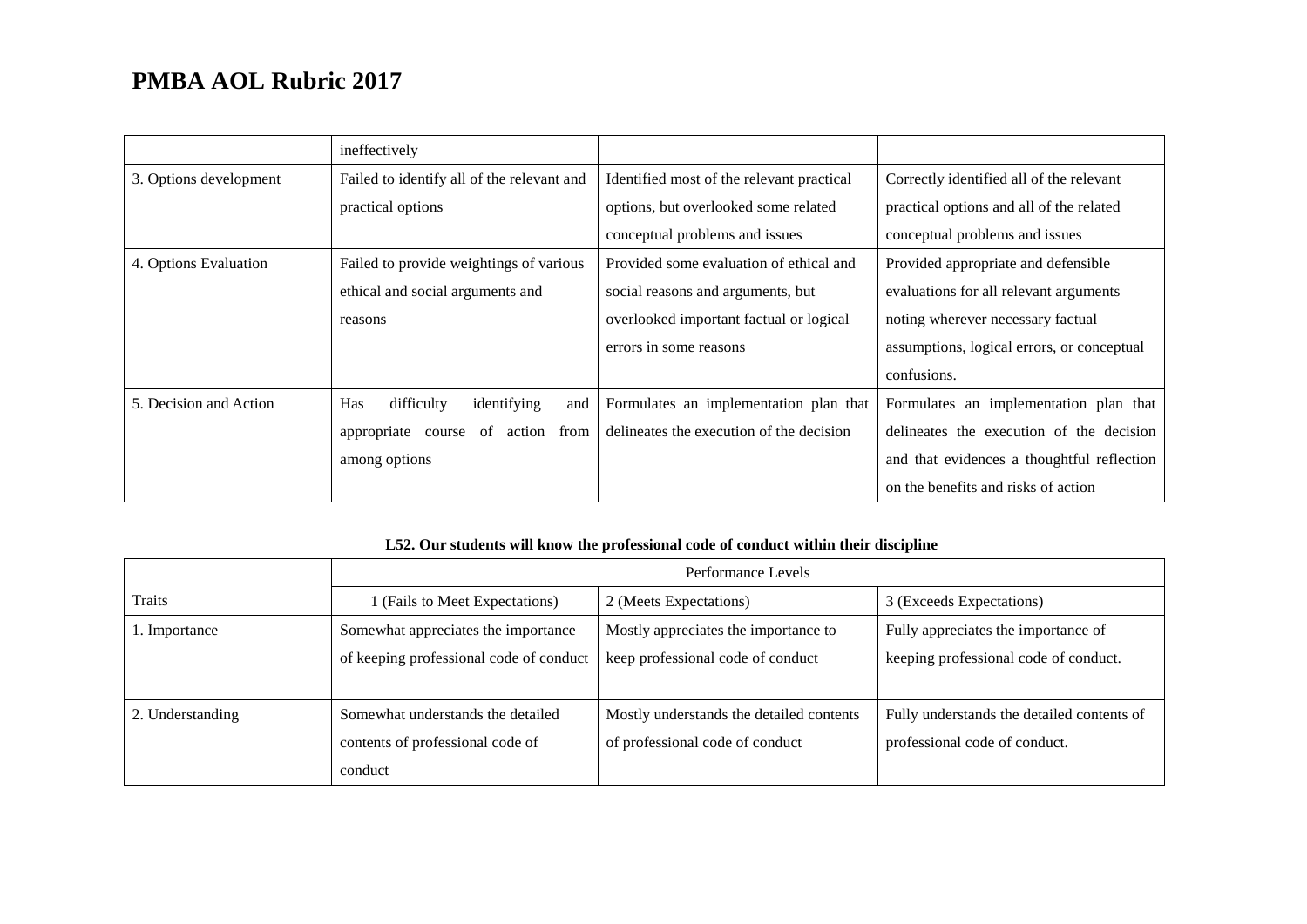# PMBA AOL Rubric 2017

| | | | |
|---|---|---|---|
| | ineffectively | | |
| 3. Options development | Failed to identify all of the relevant and practical options | Identified most of the relevant practical options, but overlooked some related conceptual problems and issues | Correctly identified all of the relevant practical options and all of the related conceptual problems and issues |
| 4. Options Evaluation | Failed to provide weightings of various ethical and social arguments and reasons | Provided some evaluation of ethical and social reasons and arguments, but overlooked important factual or logical errors in some reasons | Provided appropriate and defensible evaluations for all relevant arguments noting wherever necessary factual assumptions, logical errors, or conceptual confusions. |
| 5. Decision and Action | Has difficulty identifying and appropriate course of action from among options | Formulates an implementation plan that delineates the execution of the decision | Formulates an implementation plan that delineates the execution of the decision and that evidences a thoughtful reflection on the benefits and risks of action |

**L52. Our students will know the professional code of conduct within their discipline**

| | Performance Levels | | |
|---|---|---|---|
| Traits | 1 (Fails to Meet Expectations) | 2 (Meets Expectations) | 3 (Exceeds Expectations) |
| 1. Importance | Somewhat appreciates the importance of keeping professional code of conduct | Mostly appreciates the importance to keep professional code of conduct | Fully appreciates the importance of keeping professional code of conduct. |
| 2. Understanding | Somewhat understands the detailed contents of professional code of conduct | Mostly understands the detailed contents of professional code of conduct | Fully understands the detailed contents of professional code of conduct. |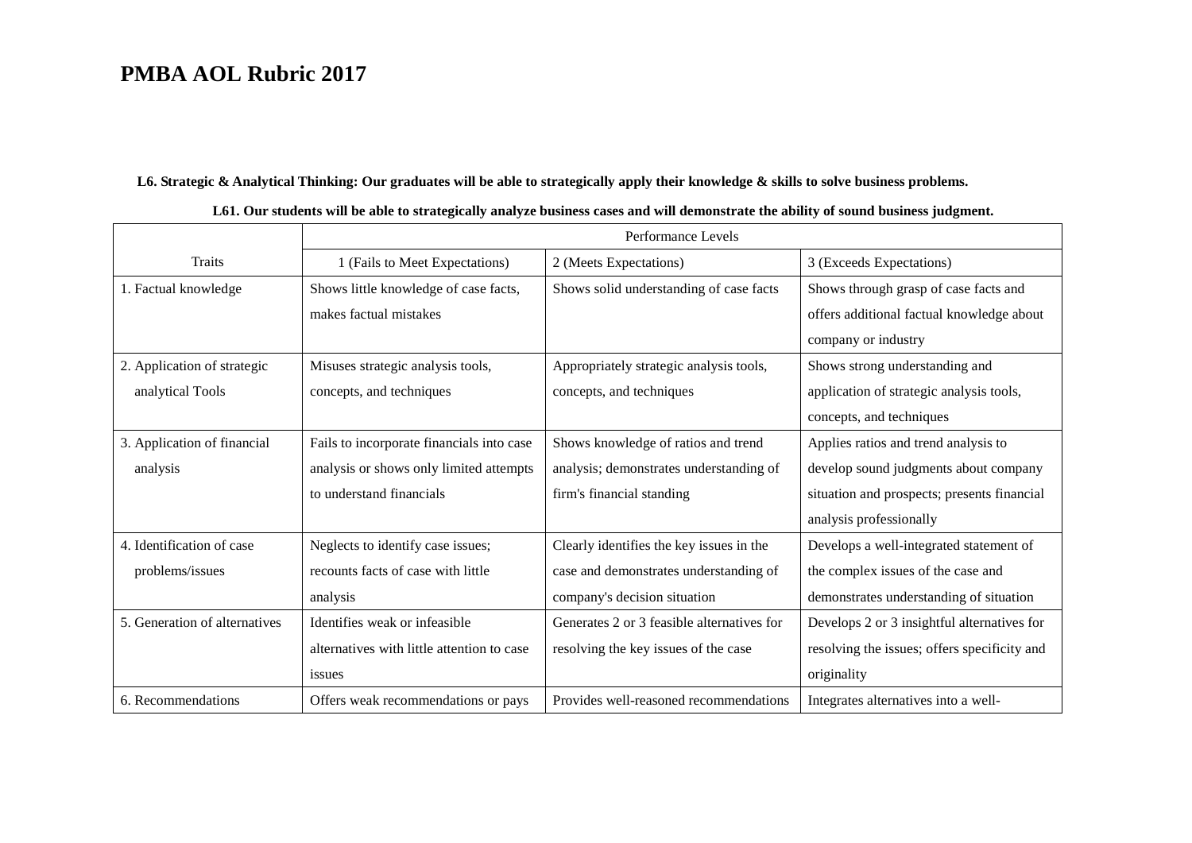# PMBA AOL Rubric 2017

**L6. Strategic & Analytical Thinking: Our graduates will be able to strategically apply their knowledge & skills to solve business problems.**

**L61. Our students will be able to strategically analyze business cases and will demonstrate the ability of sound business judgment.**

| | Performance Levels | | |
|---|---|---|---|
| Traits | 1 (Fails to Meet Expectations) | 2 (Meets Expectations) | 3 (Exceeds Expectations) |
| 1. Factual knowledge | Shows little knowledge of case facts, makes factual mistakes | Shows solid understanding of case facts | Shows through grasp of case facts and offers additional factual knowledge about company or industry |
| 2. Application of strategic analytical Tools | Misuses strategic analysis tools, concepts, and techniques | Appropriately strategic analysis tools, concepts, and techniques | Shows strong understanding and application of strategic analysis tools, concepts, and techniques |
| 3. Application of financial analysis | Fails to incorporate financials into case analysis or shows only limited attempts to understand financials | Shows knowledge of ratios and trend analysis; demonstrates understanding of firm's financial standing | Applies ratios and trend analysis to develop sound judgments about company situation and prospects; presents financial analysis professionally |
| 4. Identification of case problems/issues | Neglects to identify case issues; recounts facts of case with little analysis | Clearly identifies the key issues in the case and demonstrates understanding of company's decision situation | Develops a well-integrated statement of the complex issues of the case and demonstrates understanding of situation |
| 5. Generation of alternatives | Identifies weak or infeasible alternatives with little attention to case issues | Generates 2 or 3 feasible alternatives for resolving the key issues of the case | Develops 2 or 3 insightful alternatives for resolving the issues; offers specificity and originality |
| 6. Recommendations | Offers weak recommendations or pays | Provides well-reasoned recommendations | Integrates alternatives into a well- |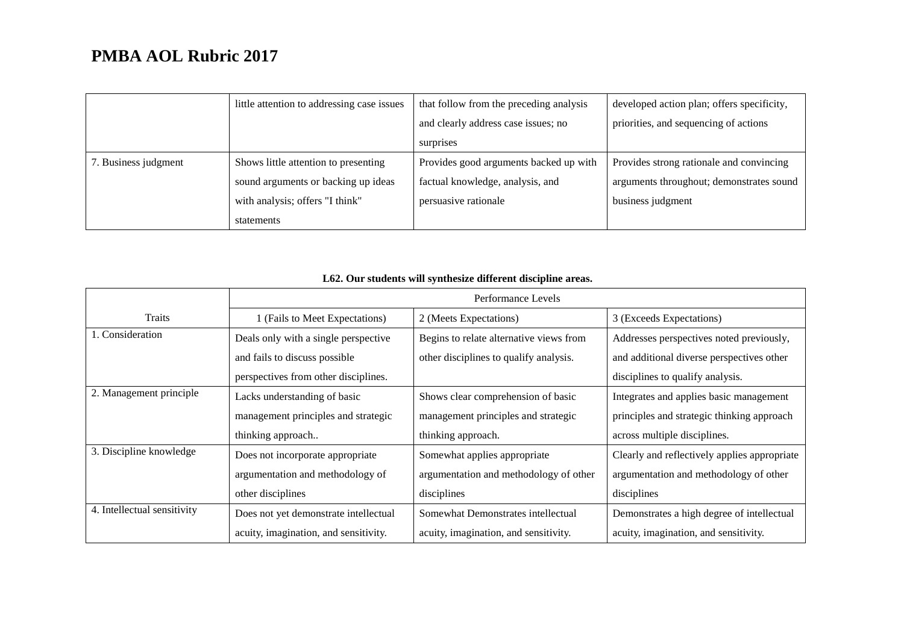# PMBA AOL Rubric 2017

| | | | |
|---|---|---|---|
| | little attention to addressing case issues | that follow from the preceding analysis and clearly address case issues; no surprises | developed action plan; offers specificity, priorities, and sequencing of actions |
| 7. Business judgment | Shows little attention to presenting sound arguments or backing up ideas with analysis; offers "I think" statements | Provides good arguments backed up with factual knowledge, analysis, and persuasive rationale | Provides strong rationale and convincing arguments throughout; demonstrates sound business judgment |

**L62. Our students will synthesize different discipline areas.**

| Traits | Performance Levels | | |
|---|---|---|---|
| | 1 (Fails to Meet Expectations) | 2 (Meets Expectations) | 3 (Exceeds Expectations) |
| 1. Consideration | Deals only with a single perspective and fails to discuss possible perspectives from other disciplines. | Begins to relate alternative views from other disciplines to qualify analysis. | Addresses perspectives noted previously, and additional diverse perspectives other disciplines to qualify analysis. |
| 2. Management principle | Lacks understanding of basic management principles and strategic thinking approach.. | Shows clear comprehension of basic management principles and strategic thinking approach. | Integrates and applies basic management principles and strategic thinking approach across multiple disciplines. |
| 3. Discipline knowledge | Does not incorporate appropriate argumentation and methodology of other disciplines | Somewhat applies appropriate argumentation and methodology of other disciplines | Clearly and reflectively applies appropriate argumentation and methodology of other disciplines |
| 4. Intellectual sensitivity | Does not yet demonstrate intellectual acuity, imagination, and sensitivity. | Somewhat Demonstrates intellectual acuity, imagination, and sensitivity. | Demonstrates a high degree of intellectual acuity, imagination, and sensitivity. |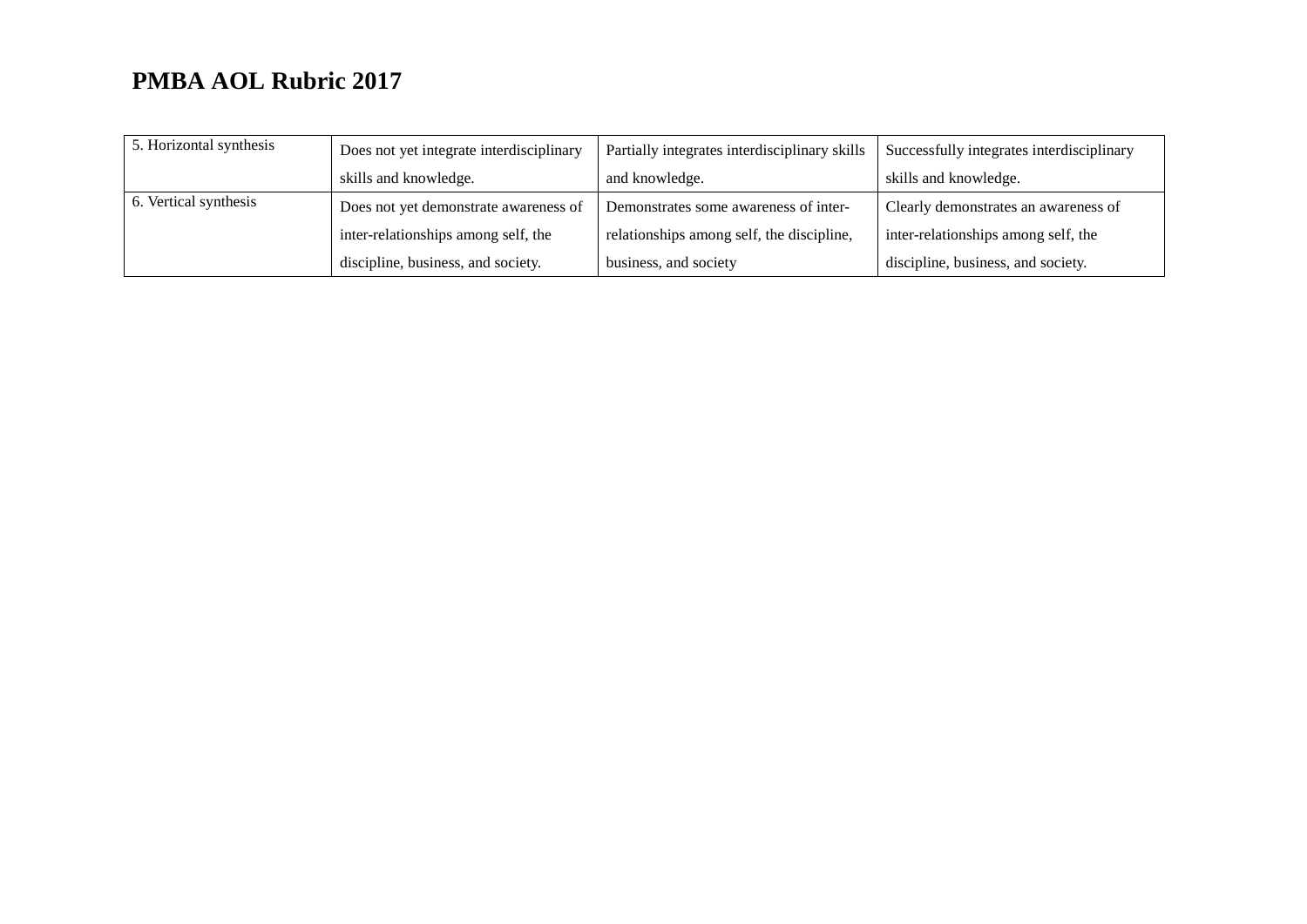**PMBA AOL Rubric 2017**

| | | | |
|---|---|---|---|
| 5. Horizontal synthesis | Does not yet integrate interdisciplinary skills and knowledge. | Partially integrates interdisciplinary skills and knowledge. | Successfully integrates interdisciplinary skills and knowledge. |
| 6. Vertical synthesis | Does not yet demonstrate awareness of inter-relationships among self, the discipline, business, and society. | Demonstrates some awareness of inter-relationships among self, the discipline, business, and society | Clearly demonstrates an awareness of inter-relationships among self, the discipline, business, and society. |